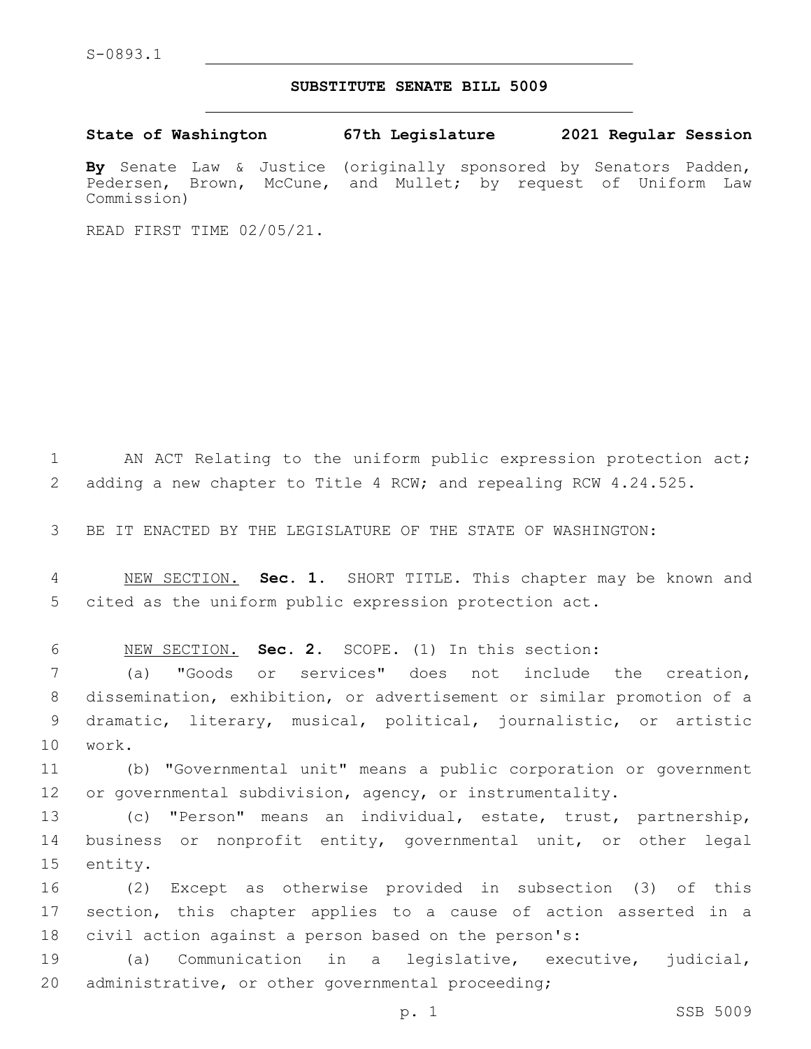S-0893.1

## SUBSTITUTE SENATE BILL 5009

**State of Washington 67th Legislature 2021 Regular Session**

**By** Senate Law & Justice (originally sponsored by Senators Padden, Pedersen, Brown, McCune, and Mullet; by request of Uniform Law Commission)

READ FIRST TIME 02/05/21.

AN ACT Relating to the uniform public expression protection act; adding a new chapter to Title 4 RCW; and repealing RCW 4.24.525.

BE IT ENACTED BY THE LEGISLATURE OF THE STATE OF WASHINGTON:

NEW SECTION. **Sec. 1.** SHORT TITLE. This chapter may be known and cited as the uniform public expression protection act.

NEW SECTION. **Sec. 2.** SCOPE. (1) In this section:

(a) "Goods or services" does not include the creation, dissemination, exhibition, or advertisement or similar promotion of a dramatic, literary, musical, political, journalistic, or artistic work.

(b) "Governmental unit" means a public corporation or government or governmental subdivision, agency, or instrumentality.

(c) "Person" means an individual, estate, trust, partnership, business or nonprofit entity, governmental unit, or other legal entity.

(2) Except as otherwise provided in subsection (3) of this section, this chapter applies to a cause of action asserted in a civil action against a person based on the person's:

(a) Communication in a legislative, executive, judicial, administrative, or other governmental proceeding;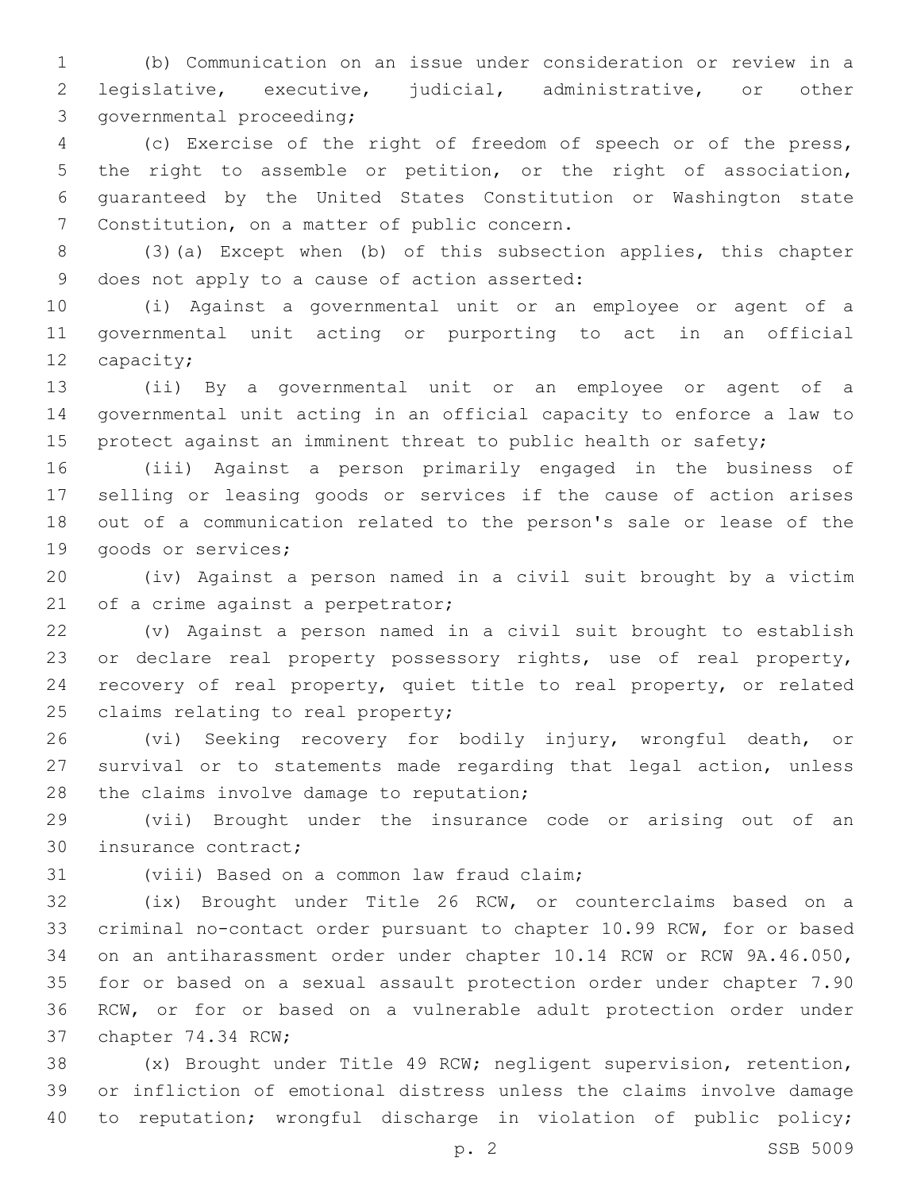(b) Communication on an issue under consideration or review in a legislative, executive, judicial, administrative, or other governmental proceeding;

(c) Exercise of the right of freedom of speech or of the press, the right to assemble or petition, or the right of association, guaranteed by the United States Constitution or Washington state Constitution, on a matter of public concern.

(3)(a) Except when (b) of this subsection applies, this chapter does not apply to a cause of action asserted:

(i) Against a governmental unit or an employee or agent of a governmental unit acting or purporting to act in an official capacity;

(ii) By a governmental unit or an employee or agent of a governmental unit acting in an official capacity to enforce a law to protect against an imminent threat to public health or safety;

(iii) Against a person primarily engaged in the business of selling or leasing goods or services if the cause of action arises out of a communication related to the person's sale or lease of the goods or services;

(iv) Against a person named in a civil suit brought by a victim of a crime against a perpetrator;

(v) Against a person named in a civil suit brought to establish or declare real property possessory rights, use of real property, recovery of real property, quiet title to real property, or related claims relating to real property;

(vi) Seeking recovery for bodily injury, wrongful death, or survival or to statements made regarding that legal action, unless the claims involve damage to reputation;

(vii) Brought under the insurance code or arising out of an insurance contract;

(viii) Based on a common law fraud claim;

(ix) Brought under Title 26 RCW, or counterclaims based on a criminal no-contact order pursuant to chapter 10.99 RCW, for or based on an antiharassment order under chapter 10.14 RCW or RCW 9A.46.050, for or based on a sexual assault protection order under chapter 7.90 RCW, or for or based on a vulnerable adult protection order under chapter 74.34 RCW;

(x) Brought under Title 49 RCW; negligent supervision, retention, or infliction of emotional distress unless the claims involve damage to reputation; wrongful discharge in violation of public policy;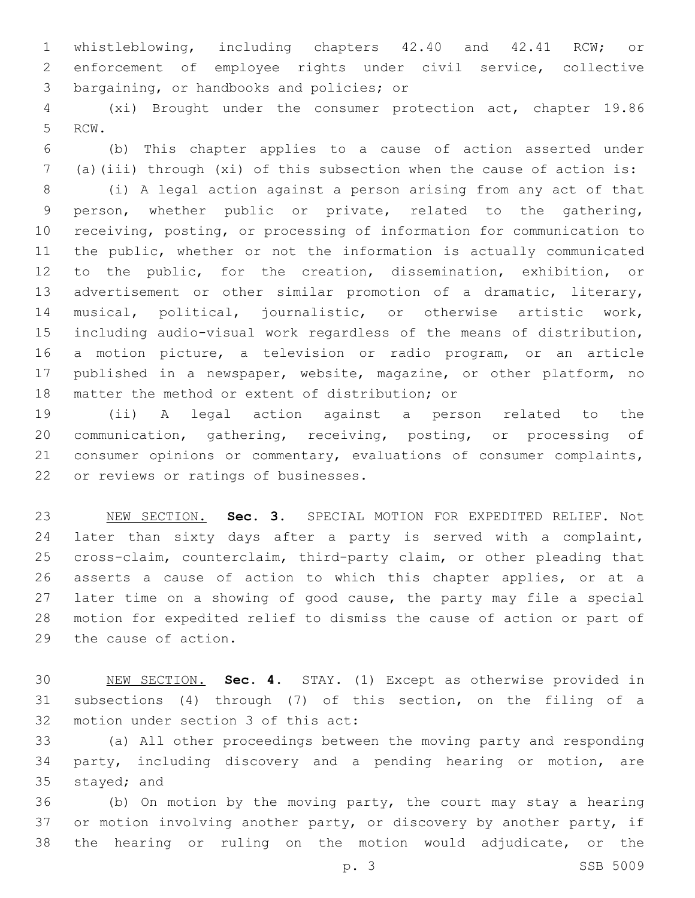whistleblowing, including chapters 42.40 and 42.41 RCW; or enforcement of employee rights under civil service, collective bargaining, or handbooks and policies; or

(xi) Brought under the consumer protection act, chapter 19.86 RCW.

(b) This chapter applies to a cause of action asserted under (a)(iii) through (xi) of this subsection when the cause of action is:

(i) A legal action against a person arising from any act of that person, whether public or private, related to the gathering, receiving, posting, or processing of information for communication to the public, whether or not the information is actually communicated to the public, for the creation, dissemination, exhibition, or advertisement or other similar promotion of a dramatic, literary, musical, political, journalistic, or otherwise artistic work, including audio-visual work regardless of the means of distribution, a motion picture, a television or radio program, or an article published in a newspaper, website, magazine, or other platform, no matter the method or extent of distribution; or

(ii) A legal action against a person related to the communication, gathering, receiving, posting, or processing of consumer opinions or commentary, evaluations of consumer complaints, or reviews or ratings of businesses.

NEW SECTION. **Sec. 3.** SPECIAL MOTION FOR EXPEDITED RELIEF. Not later than sixty days after a party is served with a complaint, cross-claim, counterclaim, third-party claim, or other pleading that asserts a cause of action to which this chapter applies, or at a later time on a showing of good cause, the party may file a special motion for expedited relief to dismiss the cause of action or part of the cause of action.

NEW SECTION. **Sec. 4.** STAY. (1) Except as otherwise provided in subsections (4) through (7) of this section, on the filing of a motion under section 3 of this act:

(a) All other proceedings between the moving party and responding party, including discovery and a pending hearing or motion, are stayed; and

(b) On motion by the moving party, the court may stay a hearing or motion involving another party, or discovery by another party, if the hearing or ruling on the motion would adjudicate, or the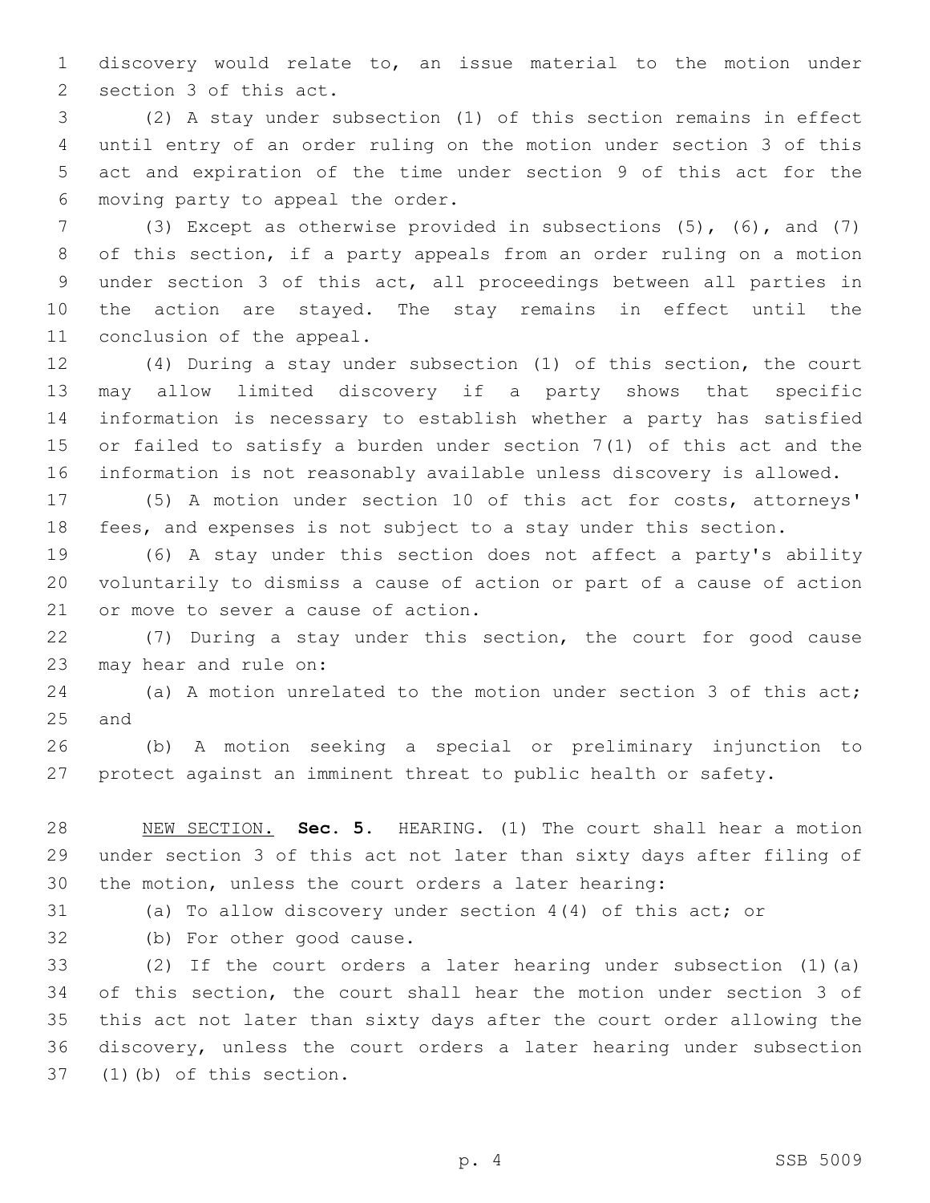discovery would relate to, an issue material to the motion under section 3 of this act.

(2) A stay under subsection (1) of this section remains in effect until entry of an order ruling on the motion under section 3 of this act and expiration of the time under section 9 of this act for the moving party to appeal the order.

(3) Except as otherwise provided in subsections (5), (6), and (7) of this section, if a party appeals from an order ruling on a motion under section 3 of this act, all proceedings between all parties in the action are stayed. The stay remains in effect until the conclusion of the appeal.

(4) During a stay under subsection (1) of this section, the court may allow limited discovery if a party shows that specific information is necessary to establish whether a party has satisfied or failed to satisfy a burden under section 7(1) of this act and the information is not reasonably available unless discovery is allowed.

(5) A motion under section 10 of this act for costs, attorneys' fees, and expenses is not subject to a stay under this section.

(6) A stay under this section does not affect a party's ability voluntarily to dismiss a cause of action or part of a cause of action or move to sever a cause of action.

(7) During a stay under this section, the court for good cause may hear and rule on:

(a) A motion unrelated to the motion under section 3 of this act; and

(b) A motion seeking a special or preliminary injunction to protect against an imminent threat to public health or safety.

NEW SECTION. **Sec. 5.** HEARING. (1) The court shall hear a motion under section 3 of this act not later than sixty days after filing of the motion, unless the court orders a later hearing:

(a) To allow discovery under section 4(4) of this act; or

(b) For other good cause.

(2) If the court orders a later hearing under subsection (1)(a) of this section, the court shall hear the motion under section 3 of this act not later than sixty days after the court order allowing the discovery, unless the court orders a later hearing under subsection (1)(b) of this section.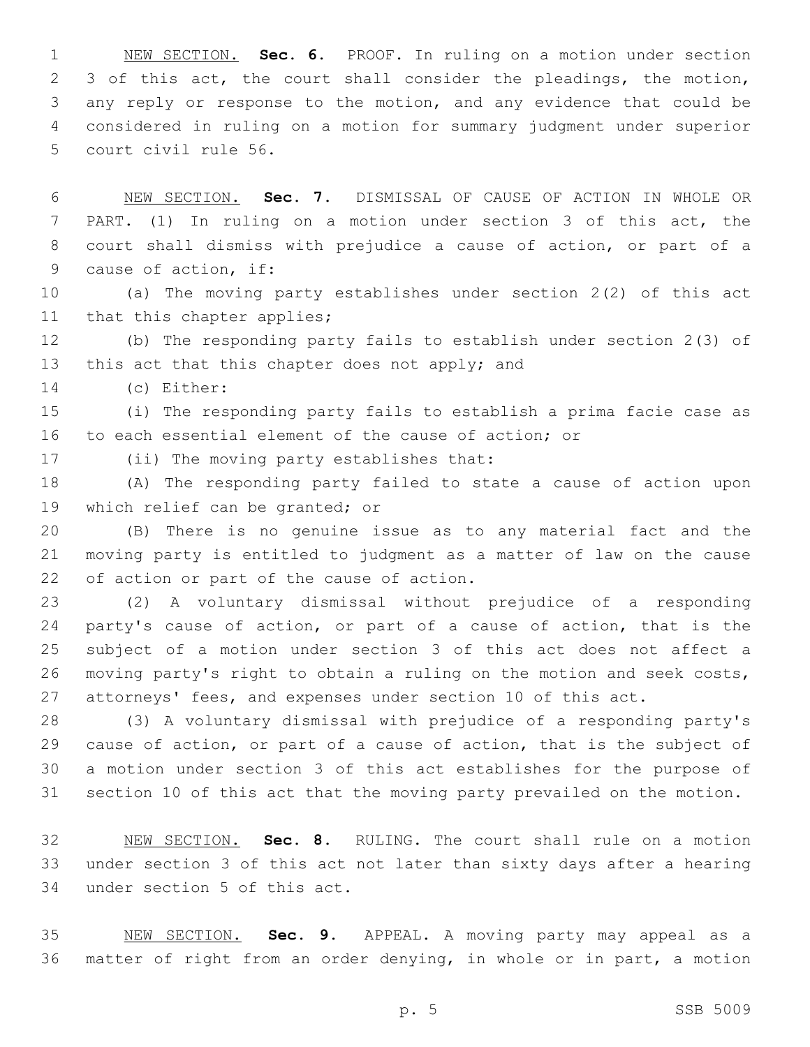NEW SECTION. **Sec. 6.** PROOF. In ruling on a motion under section 3 of this act, the court shall consider the pleadings, the motion, any reply or response to the motion, and any evidence that could be considered in ruling on a motion for summary judgment under superior court civil rule 56.

NEW SECTION. **Sec. 7.** DISMISSAL OF CAUSE OF ACTION IN WHOLE OR PART. (1) In ruling on a motion under section 3 of this act, the court shall dismiss with prejudice a cause of action, or part of a cause of action, if:

(a) The moving party establishes under section 2(2) of this act that this chapter applies;

(b) The responding party fails to establish under section 2(3) of this act that this chapter does not apply; and

(c) Either:

(i) The responding party fails to establish a prima facie case as to each essential element of the cause of action; or

(ii) The moving party establishes that:

(A) The responding party failed to state a cause of action upon which relief can be granted; or

(B) There is no genuine issue as to any material fact and the moving party is entitled to judgment as a matter of law on the cause of action or part of the cause of action.

(2) A voluntary dismissal without prejudice of a responding party's cause of action, or part of a cause of action, that is the subject of a motion under section 3 of this act does not affect a moving party's right to obtain a ruling on the motion and seek costs, attorneys' fees, and expenses under section 10 of this act.

(3) A voluntary dismissal with prejudice of a responding party's cause of action, or part of a cause of action, that is the subject of a motion under section 3 of this act establishes for the purpose of section 10 of this act that the moving party prevailed on the motion.

NEW SECTION. **Sec. 8.** RULING. The court shall rule on a motion under section 3 of this act not later than sixty days after a hearing under section 5 of this act.

NEW SECTION. **Sec. 9.** APPEAL. A moving party may appeal as a matter of right from an order denying, in whole or in part, a motion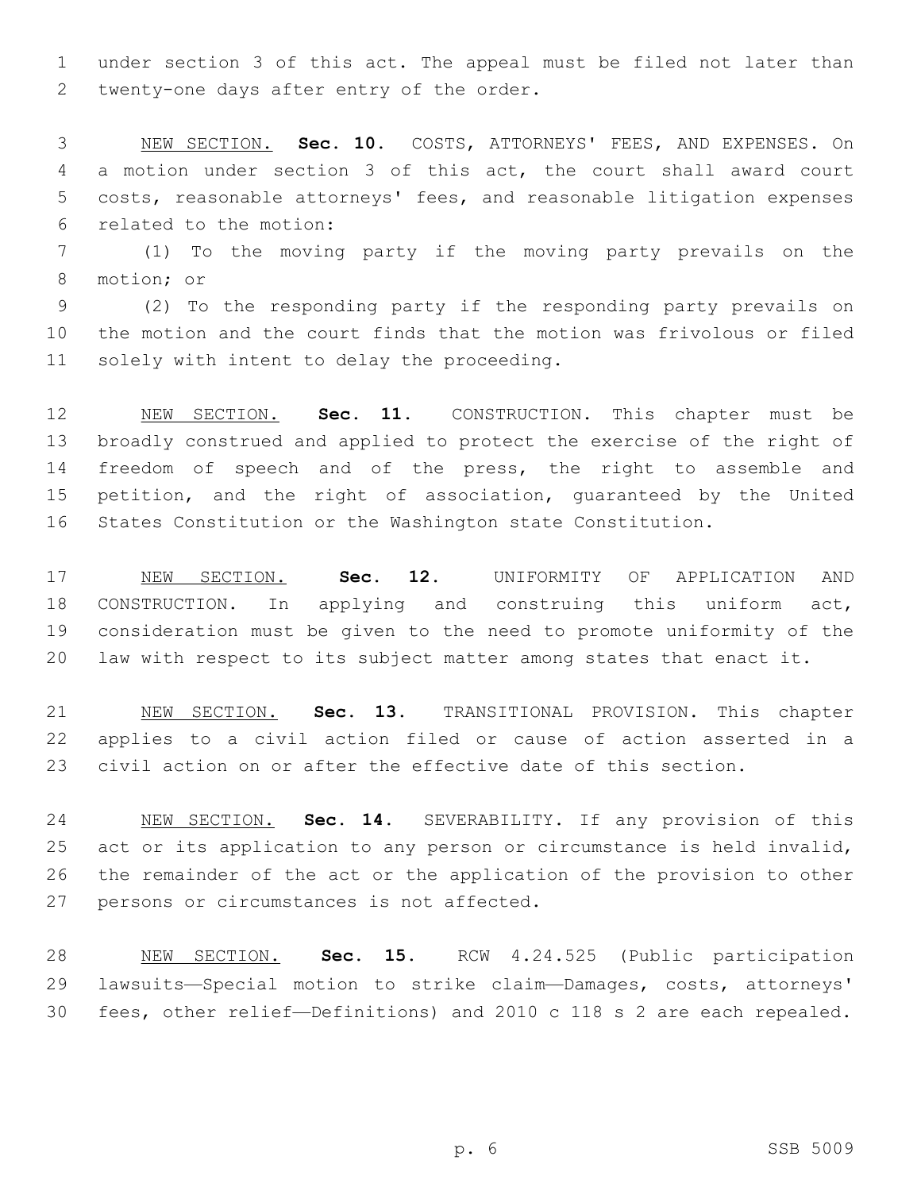under section 3 of this act. The appeal must be filed not later than twenty-one days after entry of the order.

NEW SECTION. **Sec. 10.** COSTS, ATTORNEYS' FEES, AND EXPENSES. On a motion under section 3 of this act, the court shall award court costs, reasonable attorneys' fees, and reasonable litigation expenses related to the motion:

(1) To the moving party if the moving party prevails on the motion; or

(2) To the responding party if the responding party prevails on the motion and the court finds that the motion was frivolous or filed solely with intent to delay the proceeding.

NEW SECTION. **Sec. 11.** CONSTRUCTION. This chapter must be broadly construed and applied to protect the exercise of the right of freedom of speech and of the press, the right to assemble and petition, and the right of association, guaranteed by the United States Constitution or the Washington state Constitution.

NEW SECTION. **Sec. 12.** UNIFORMITY OF APPLICATION AND CONSTRUCTION. In applying and construing this uniform act, consideration must be given to the need to promote uniformity of the law with respect to its subject matter among states that enact it.

NEW SECTION. **Sec. 13.** TRANSITIONAL PROVISION. This chapter applies to a civil action filed or cause of action asserted in a civil action on or after the effective date of this section.

NEW SECTION. **Sec. 14.** SEVERABILITY. If any provision of this act or its application to any person or circumstance is held invalid, the remainder of the act or the application of the provision to other persons or circumstances is not affected.

NEW SECTION. **Sec. 15.** RCW 4.24.525 (Public participation lawsuits—Special motion to strike claim—Damages, costs, attorneys' fees, other relief—Definitions) and 2010 c 118 s 2 are each repealed.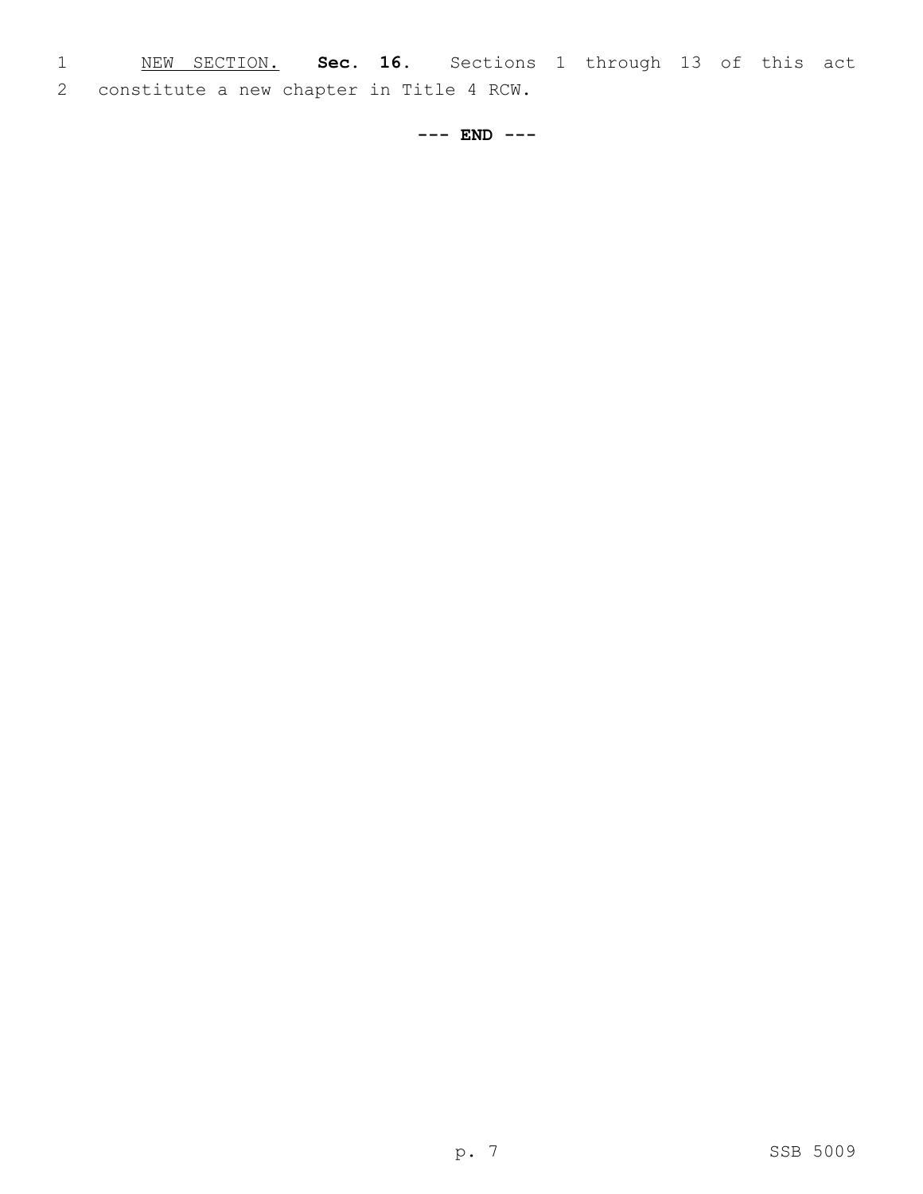NEW SECTION. **Sec. 16.** Sections 1 through 13 of this act constitute a new chapter in Title 4 RCW.

**--- END ---**